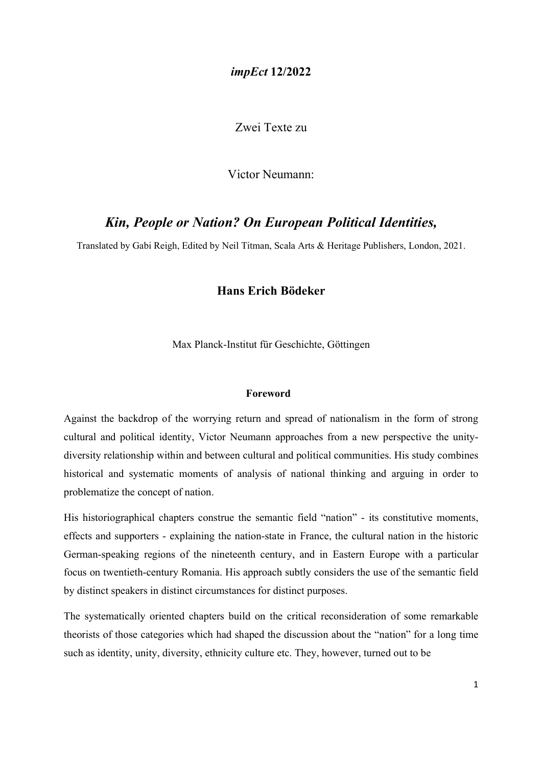***impEct* 12/2022**

Zwei Texte zu

Victor Neumann:

# *Kin, People or Nation? On European Political Identities,*

Translated by Gabi Reigh, Edited by Neil Titman, Scala Arts & Heritage Publishers, London, 2021.

## Hans Erich Bödeker

Max Planck-Institut für Geschichte, Göttingen

### Foreword

Against the backdrop of the worrying return and spread of nationalism in the form of strong cultural and political identity, Victor Neumann approaches from a new perspective the unity-diversity relationship within and between cultural and political communities. His study combines historical and systematic moments of analysis of national thinking and arguing in order to problematize the concept of nation.

His historiographical chapters construe the semantic field "nation" - its constitutive moments, effects and supporters - explaining the nation-state in France, the cultural nation in the historic German-speaking regions of the nineteenth century, and in Eastern Europe with a particular focus on twentieth-century Romania. His approach subtly considers the use of the semantic field by distinct speakers in distinct circumstances for distinct purposes.

The systematically oriented chapters build on the critical reconsideration of some remarkable theorists of those categories which had shaped the discussion about the "nation" for a long time such as identity, unity, diversity, ethnicity culture etc. They, however, turned out to be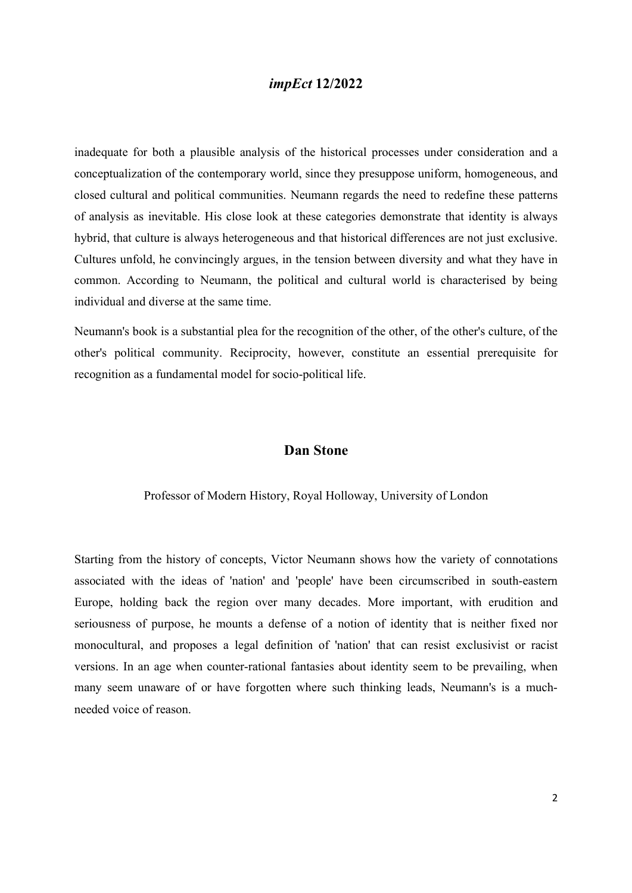inadequate for both a plausible analysis of the historical processes under consideration and a conceptualization of the contemporary world, since they presuppose uniform, homogeneous, and closed cultural and political communities. Neumann regards the need to redefine these patterns of analysis as inevitable. His close look at these categories demonstrate that identity is always hybrid, that culture is always heterogeneous and that historical differences are not just exclusive. Cultures unfold, he convincingly argues, in the tension between diversity and what they have in common. According to Neumann, the political and cultural world is characterised by being individual and diverse at the same time.

Neumann's book is a substantial plea for the recognition of the other, of the other's culture, of the other's political community. Reciprocity, however, constitute an essential prerequisite for recognition as a fundamental model for socio-political life.

## Dan Stone

Professor of Modern History, Royal Holloway, University of London

Starting from the history of concepts, Victor Neumann shows how the variety of connotations associated with the ideas of 'nation' and 'people' have been circumscribed in south-eastern Europe, holding back the region over many decades. More important, with erudition and seriousness of purpose, he mounts a defense of a notion of identity that is neither fixed nor monocultural, and proposes a legal definition of 'nation' that can resist exclusivist or racist versions. In an age when counter-rational fantasies about identity seem to be prevailing, when many seem unaware of or have forgotten where such thinking leads, Neumann's is a much-needed voice of reason.